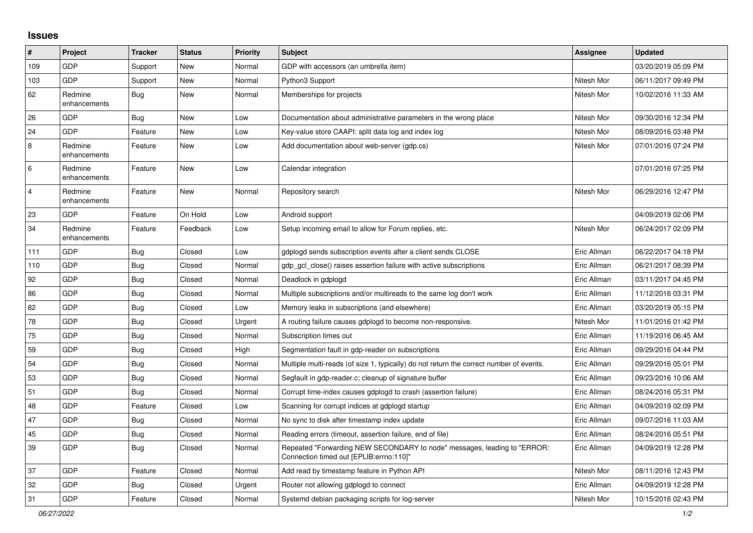## Issues

| # | Project | Tracker | Status | Priority | Subject | Assignee | Updated |
|---|---|---|---|---|---|---|---|
| 109 | GDP | Support | New | Normal | GDP with accessors (an umbrella item) | | 03/20/2019 05:09 PM |
| 103 | GDP | Support | New | Normal | Python3 Support | Nitesh Mor | 06/11/2017 09:49 PM |
| 62 | Redmine enhancements | Bug | New | Normal | Memberships for projects | Nitesh Mor | 10/02/2016 11:33 AM |
| 26 | GDP | Bug | New | Low | Documentation about administrative parameters in the wrong place | Nitesh Mor | 09/30/2016 12:34 PM |
| 24 | GDP | Feature | New | Low | Key-value store CAAPI: split data log and index log | Nitesh Mor | 08/09/2016 03:48 PM |
| 8 | Redmine enhancements | Feature | New | Low | Add documentation about web-server (gdp.cs) | Nitesh Mor | 07/01/2016 07:24 PM |
| 6 | Redmine enhancements | Feature | New | Low | Calendar integration | | 07/01/2016 07:25 PM |
| 4 | Redmine enhancements | Feature | New | Normal | Repository search | Nitesh Mor | 06/29/2016 12:47 PM |
| 23 | GDP | Feature | On Hold | Low | Android support | | 04/09/2019 02:06 PM |
| 34 | Redmine enhancements | Feature | Feedback | Low | Setup incoming email to allow for Forum replies, etc. | Nitesh Mor | 06/24/2017 02:09 PM |
| 111 | GDP | Bug | Closed | Low | gdplogd sends subscription events after a client sends CLOSE | Eric Allman | 06/22/2017 04:18 PM |
| 110 | GDP | Bug | Closed | Normal | gdp_gcl_close() raises assertion failure with active subscriptions | Eric Allman | 06/21/2017 08:39 PM |
| 92 | GDP | Bug | Closed | Normal | Deadlock in gdplogd | Eric Allman | 03/11/2017 04:45 PM |
| 86 | GDP | Bug | Closed | Normal | Multiple subscriptions and/or multireads to the same log don't work | Eric Allman | 11/12/2016 03:31 PM |
| 82 | GDP | Bug | Closed | Low | Memory leaks in subscriptions (and elsewhere) | Eric Allman | 03/20/2019 05:15 PM |
| 78 | GDP | Bug | Closed | Urgent | A routing failure causes gdplogd to become non-responsive. | Nitesh Mor | 11/01/2016 01:42 PM |
| 75 | GDP | Bug | Closed | Normal | Subscription times out | Eric Allman | 11/19/2016 06:45 AM |
| 59 | GDP | Bug | Closed | High | Segmentation fault in gdp-reader on subscriptions | Eric Allman | 09/29/2016 04:44 PM |
| 54 | GDP | Bug | Closed | Normal | Multiple multi-reads (of size 1, typically) do not return the correct number of events. | Eric Allman | 09/29/2016 05:01 PM |
| 53 | GDP | Bug | Closed | Normal | Segfault in gdp-reader.c; cleanup of signature buffer | Eric Allman | 09/23/2016 10:06 AM |
| 51 | GDP | Bug | Closed | Normal | Corrupt time-index causes gdplogd to crash (assertion failure) | Eric Allman | 08/24/2016 05:31 PM |
| 48 | GDP | Feature | Closed | Low | Scanning for corrupt indices at gdplogd startup | Eric Allman | 04/09/2019 02:09 PM |
| 47 | GDP | Bug | Closed | Normal | No sync to disk after timestamp index update | Eric Allman | 09/07/2016 11:03 AM |
| 45 | GDP | Bug | Closed | Normal | Reading errors (timeout, assertion failure, end of file) | Eric Allman | 08/24/2016 05:51 PM |
| 39 | GDP | Bug | Closed | Normal | Repeated "Forwarding NEW SECONDARY to node" messages, leading to "ERROR: Connection timed out [EPLIB:errno:110]" | Eric Allman | 04/09/2019 12:28 PM |
| 37 | GDP | Feature | Closed | Normal | Add read by timestamp feature in Python API | Nitesh Mor | 08/11/2016 12:43 PM |
| 32 | GDP | Bug | Closed | Urgent | Router not allowing gdplogd to connect | Eric Allman | 04/09/2019 12:28 PM |
| 31 | GDP | Feature | Closed | Normal | Systemd debian packaging scripts for log-server | Nitesh Mor | 10/15/2016 02:43 PM |

*06/27/2022*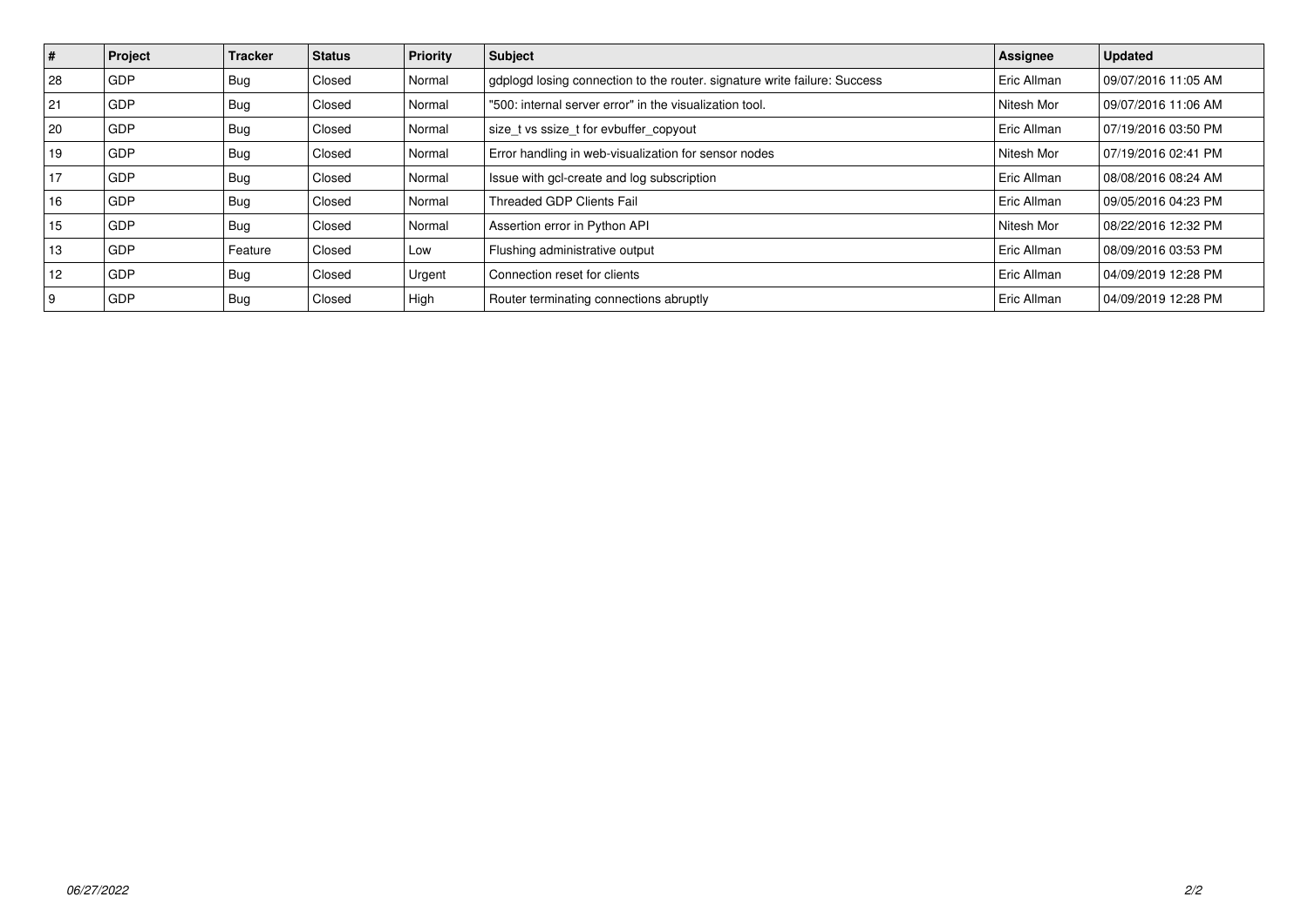| # | Project | Tracker | Status | Priority | Subject | Assignee | Updated |
|---|---|---|---|---|---|---|---|
| 28 | GDP | Bug | Closed | Normal | gdplogd losing connection to the router. signature write failure: Success | Eric Allman | 09/07/2016 11:05 AM |
| 21 | GDP | Bug | Closed | Normal | "500: internal server error" in the visualization tool. | Nitesh Mor | 09/07/2016 11:06 AM |
| 20 | GDP | Bug | Closed | Normal | size_t vs ssize_t for evbuffer_copyout | Eric Allman | 07/19/2016 03:50 PM |
| 19 | GDP | Bug | Closed | Normal | Error handling in web-visualization for sensor nodes | Nitesh Mor | 07/19/2016 02:41 PM |
| 17 | GDP | Bug | Closed | Normal | Issue with gcl-create and log subscription | Eric Allman | 08/08/2016 08:24 AM |
| 16 | GDP | Bug | Closed | Normal | Threaded GDP Clients Fail | Eric Allman | 09/05/2016 04:23 PM |
| 15 | GDP | Bug | Closed | Normal | Assertion error in Python API | Nitesh Mor | 08/22/2016 12:32 PM |
| 13 | GDP | Feature | Closed | Low | Flushing administrative output | Eric Allman | 08/09/2016 03:53 PM |
| 12 | GDP | Bug | Closed | Urgent | Connection reset for clients | Eric Allman | 04/09/2019 12:28 PM |
| 9 | GDP | Bug | Closed | High | Router terminating connections abruptly | Eric Allman | 04/09/2019 12:28 PM |

*06/27/2022*